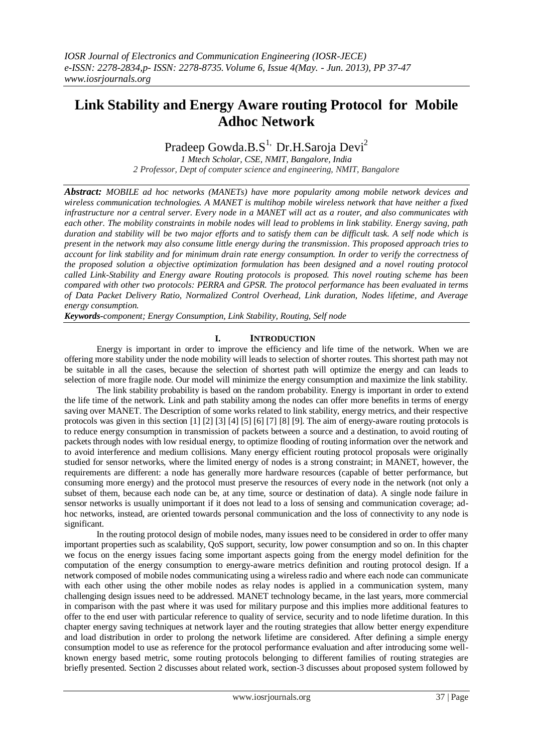# Link Stability and Energy Aware routing Protocol for Mobile Adhoc Network

Pradeep Gowda.B.S[1], Dr.H.Saroja Devi[2]

*1 Mtech Scholar, CSE, NMIT, Bangalore, India*
*2 Professor, Dept of computer science and engineering, NMIT, Bangalore*

***Abstract:*** *MOBILE ad hoc networks (MANETs) have more popularity among mobile network devices and wireless communication technologies. A MANET is multihop mobile wireless network that have neither a fixed infrastructure nor a central server. Every node in a MANET will act as a router, and also communicates with each other. The mobility constraints in mobile nodes will lead to problems in link stability. Energy saving, path duration and stability will be two major efforts and to satisfy them can be difficult task. A self node which is present in the network may also consume little energy during the transmission. This proposed approach tries to account for link stability and for minimum drain rate energy consumption. In order to verify the correctness of the proposed solution a objective optimization formulation has been designed and a novel routing protocol called Link-Stability and Energy aware Routing protocols is proposed. This novel routing scheme has been compared with other two protocols: PERRA and GPSR. The protocol performance has been evaluated in terms of Data Packet Delivery Ratio, Normalized Control Overhead, Link duration, Nodes lifetime, and Average energy consumption.*

***Keywords****-component; Energy Consumption, Link Stability, Routing, Self node*

## I. INTRODUCTION

Energy is important in order to improve the efficiency and life time of the network. When we are offering more stability under the node mobility will leads to selection of shorter routes. This shortest path may not be suitable in all the cases, because the selection of shortest path will optimize the energy and can leads to selection of more fragile node. Our model will minimize the energy consumption and maximize the link stability.

The link stability probability is based on the random probability. Energy is important in order to extend the life time of the network. Link and path stability among the nodes can offer more benefits in terms of energy saving over MANET. The Description of some works related to link stability, energy metrics, and their respective protocols was given in this section [1] [2] [3] [4] [5] [6] [7] [8] [9]. The aim of energy-aware routing protocols is to reduce energy consumption in transmission of packets between a source and a destination, to avoid routing of packets through nodes with low residual energy, to optimize flooding of routing information over the network and to avoid interference and medium collisions. Many energy efficient routing protocol proposals were originally studied for sensor networks, where the limited energy of nodes is a strong constraint; in MANET, however, the requirements are different: a node has generally more hardware resources (capable of better performance, but consuming more energy) and the protocol must preserve the resources of every node in the network (not only a subset of them, because each node can be, at any time, source or destination of data). A single node failure in sensor networks is usually unimportant if it does not lead to a loss of sensing and communication coverage; ad-hoc networks, instead, are oriented towards personal communication and the loss of connectivity to any node is significant.

In the routing protocol design of mobile nodes, many issues need to be considered in order to offer many important properties such as scalability, QoS support, security, low power consumption and so on. In this chapter we focus on the energy issues facing some important aspects going from the energy model definition for the computation of the energy consumption to energy-aware metrics definition and routing protocol design. If a network composed of mobile nodes communicating using a wireless radio and where each node can communicate with each other using the other mobile nodes as relay nodes is applied in a communication system, many challenging design issues need to be addressed. MANET technology became, in the last years, more commercial in comparison with the past where it was used for military purpose and this implies more additional features to offer to the end user with particular reference to quality of service, security and to node lifetime duration. In this chapter energy saving techniques at network layer and the routing strategies that allow better energy expenditure and load distribution in order to prolong the network lifetime are considered. After defining a simple energy consumption model to use as reference for the protocol performance evaluation and after introducing some well-known energy based metric, some routing protocols belonging to different families of routing strategies are briefly presented. Section 2 discusses about related work, section-3 discusses about proposed system followed by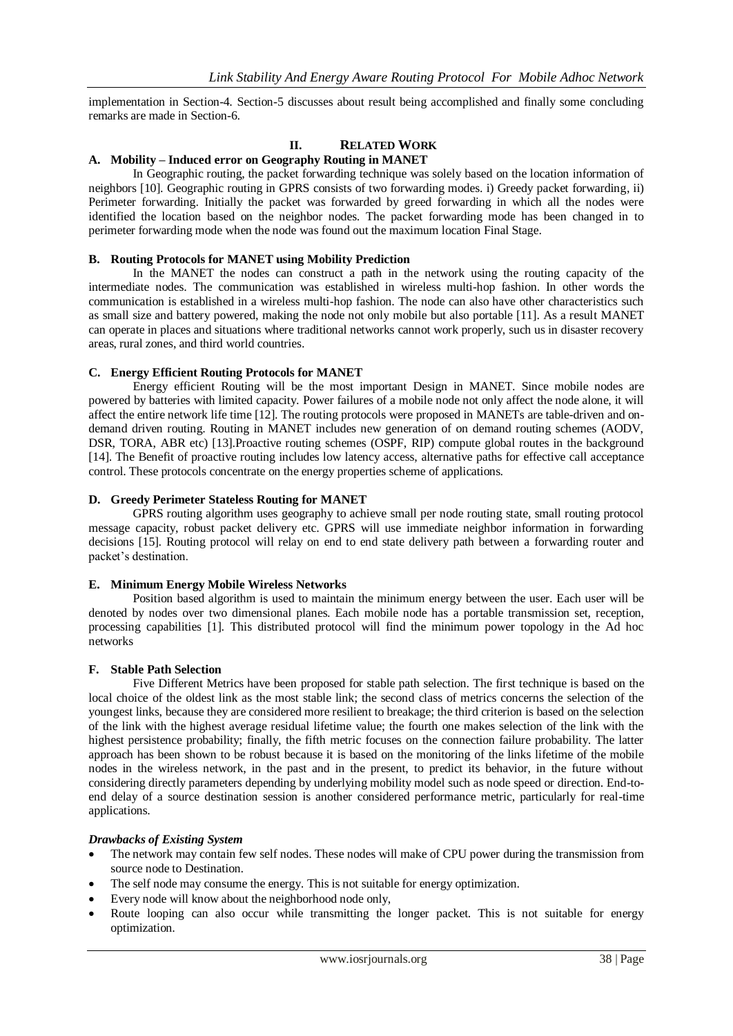implementation in Section-4. Section-5 discusses about result being accomplished and finally some concluding remarks are made in Section-6.

## II. RELATED WORK

### A. Mobility – Induced error on Geography Routing in MANET

In Geographic routing, the packet forwarding technique was solely based on the location information of neighbors [10]. Geographic routing in GPRS consists of two forwarding modes. i) Greedy packet forwarding, ii) Perimeter forwarding. Initially the packet was forwarded by greed forwarding in which all the nodes were identified the location based on the neighbor nodes. The packet forwarding mode has been changed in to perimeter forwarding mode when the node was found out the maximum location Final Stage.

### B. Routing Protocols for MANET using Mobility Prediction

In the MANET the nodes can construct a path in the network using the routing capacity of the intermediate nodes. The communication was established in wireless multi-hop fashion. In other words the communication is established in a wireless multi-hop fashion. The node can also have other characteristics such as small size and battery powered, making the node not only mobile but also portable [11]. As a result MANET can operate in places and situations where traditional networks cannot work properly, such us in disaster recovery areas, rural zones, and third world countries.

### C. Energy Efficient Routing Protocols for MANET

Energy efficient Routing will be the most important Design in MANET. Since mobile nodes are powered by batteries with limited capacity. Power failures of a mobile node not only affect the node alone, it will affect the entire network life time [12]. The routing protocols were proposed in MANETs are table-driven and on-demand driven routing. Routing in MANET includes new generation of on demand routing schemes (AODV, DSR, TORA, ABR etc) [13].Proactive routing schemes (OSPF, RIP) compute global routes in the background [14]. The Benefit of proactive routing includes low latency access, alternative paths for effective call acceptance control. These protocols concentrate on the energy properties scheme of applications.

### D. Greedy Perimeter Stateless Routing for MANET

GPRS routing algorithm uses geography to achieve small per node routing state, small routing protocol message capacity, robust packet delivery etc. GPRS will use immediate neighbor information in forwarding decisions [15]. Routing protocol will relay on end to end state delivery path between a forwarding router and packet's destination.

### E. Minimum Energy Mobile Wireless Networks

Position based algorithm is used to maintain the minimum energy between the user. Each user will be denoted by nodes over two dimensional planes. Each mobile node has a portable transmission set, reception, processing capabilities [1]. This distributed protocol will find the minimum power topology in the Ad hoc networks

### F. Stable Path Selection

Five Different Metrics have been proposed for stable path selection. The first technique is based on the local choice of the oldest link as the most stable link; the second class of metrics concerns the selection of the youngest links, because they are considered more resilient to breakage; the third criterion is based on the selection of the link with the highest average residual lifetime value; the fourth one makes selection of the link with the highest persistence probability; finally, the fifth metric focuses on the connection failure probability. The latter approach has been shown to be robust because it is based on the monitoring of the links lifetime of the mobile nodes in the wireless network, in the past and in the present, to predict its behavior, in the future without considering directly parameters depending by underlying mobility model such as node speed or direction. End-to-end delay of a source destination session is another considered performance metric, particularly for real-time applications.

***Drawbacks of Existing System***

- The network may contain few self nodes. These nodes will make of CPU power during the transmission from source node to Destination.
- The self node may consume the energy. This is not suitable for energy optimization.
- Every node will know about the neighborhood node only,
- Route looping can also occur while transmitting the longer packet. This is not suitable for energy optimization.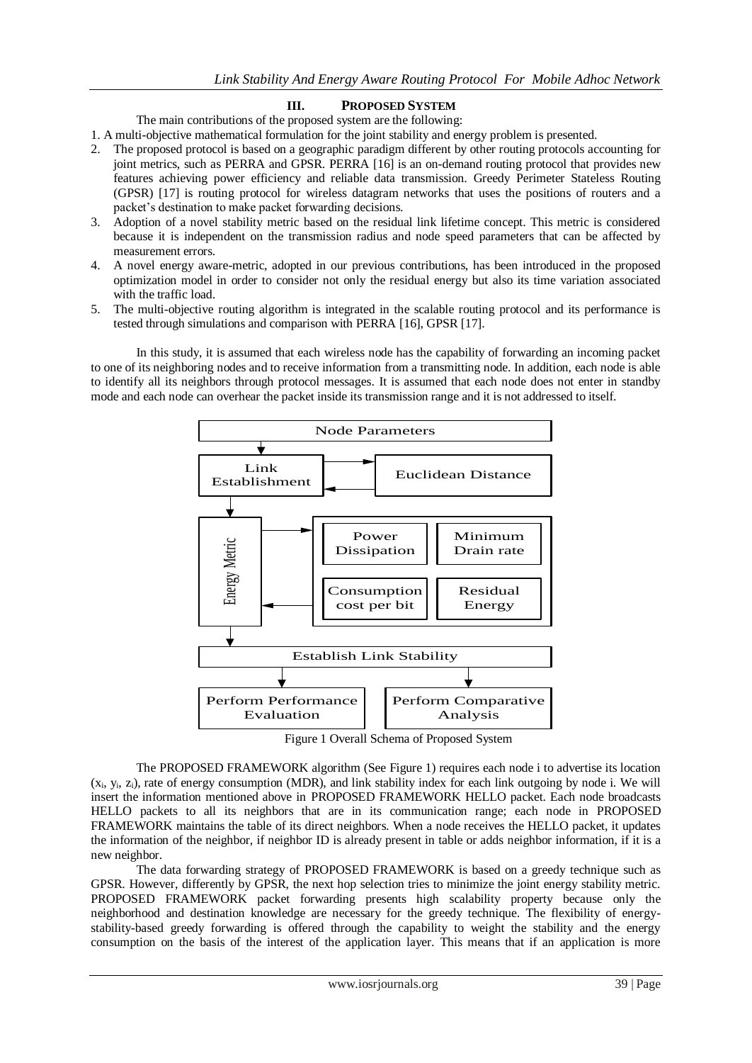## III. PROPOSED SYSTEM

The main contributions of the proposed system are the following:

1. A multi-objective mathematical formulation for the joint stability and energy problem is presented.
2. The proposed protocol is based on a geographic paradigm different by other routing protocols accounting for joint metrics, such as PERRA and GPSR. PERRA [16] is an on-demand routing protocol that provides new features achieving power efficiency and reliable data transmission. Greedy Perimeter Stateless Routing (GPSR) [17] is routing protocol for wireless datagram networks that uses the positions of routers and a packet's destination to make packet forwarding decisions.
3. Adoption of a novel stability metric based on the residual link lifetime concept. This metric is considered because it is independent on the transmission radius and node speed parameters that can be affected by measurement errors.
4. A novel energy aware-metric, adopted in our previous contributions, has been introduced in the proposed optimization model in order to consider not only the residual energy but also its time variation associated with the traffic load.
5. The multi-objective routing algorithm is integrated in the scalable routing protocol and its performance is tested through simulations and comparison with PERRA [16], GPSR [17].

In this study, it is assumed that each wireless node has the capability of forwarding an incoming packet to one of its neighboring nodes and to receive information from a transmitting node. In addition, each node is able to identify all its neighbors through protocol messages. It is assumed that each node does not enter in standby mode and each node can overhear the packet inside its transmission range and it is not addressed to itself.

Node Parameters

Link Establishment

Euclidean Distance

Energy Metric

Power Dissipation

Minimum Drain rate

Consumption cost per bit

Residual Energy

Establish Link Stability

Perform Performance Evaluation

Perform Comparative Analysis

Figure 1 Overall Schema of Proposed System

The PROPOSED FRAMEWORK algorithm (See Figure 1) requires each node i to advertise its location ($x_i$, $y_i$, $z_i$), rate of energy consumption (MDR), and link stability index for each link outgoing by node i. We will insert the information mentioned above in PROPOSED FRAMEWORK HELLO packet. Each node broadcasts HELLO packets to all its neighbors that are in its communication range; each node in PROPOSED FRAMEWORK maintains the table of its direct neighbors. When a node receives the HELLO packet, it updates the information of the neighbor, if neighbor ID is already present in table or adds neighbor information, if it is a new neighbor.

The data forwarding strategy of PROPOSED FRAMEWORK is based on a greedy technique such as GPSR. However, differently by GPSR, the next hop selection tries to minimize the joint energy stability metric. PROPOSED FRAMEWORK packet forwarding presents high scalability property because only the neighborhood and destination knowledge are necessary for the greedy technique. The flexibility of energy-stability-based greedy forwarding is offered through the capability to weight the stability and the energy consumption on the basis of the interest of the application layer. This means that if an application is more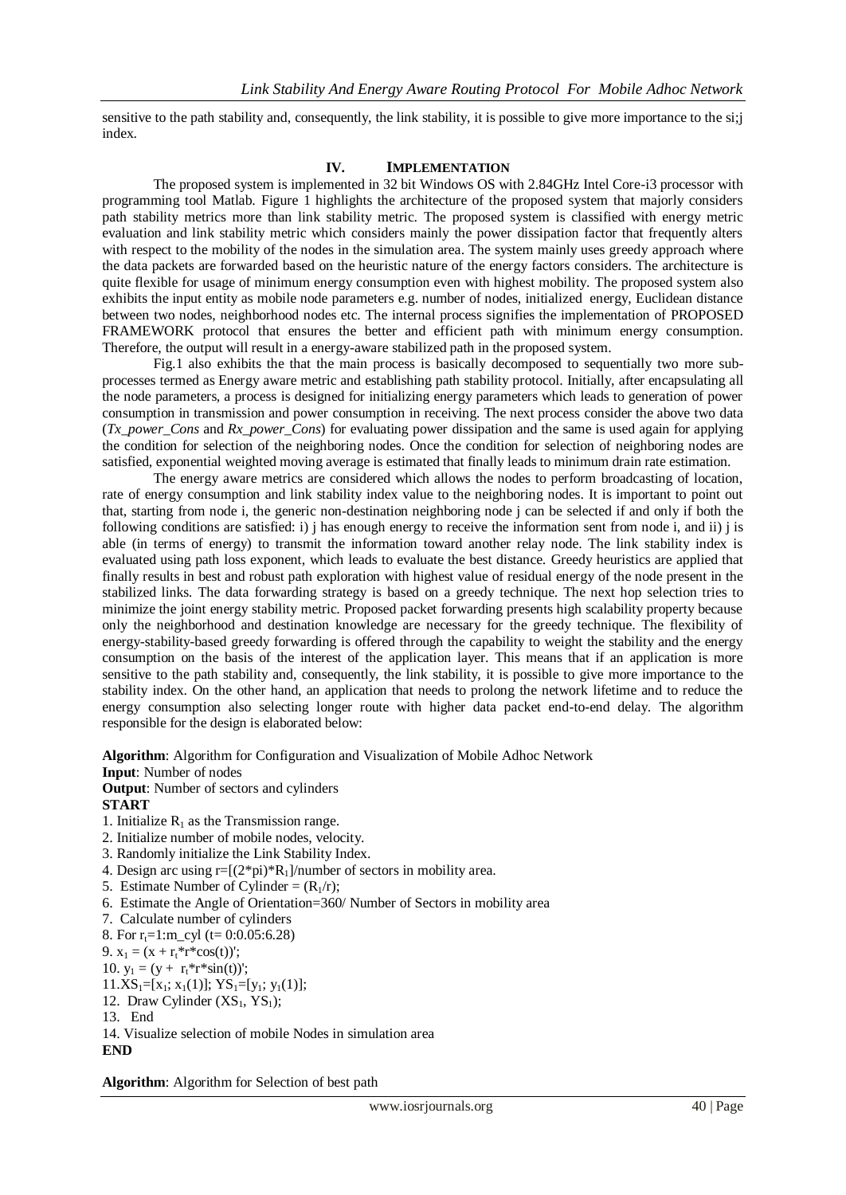sensitive to the path stability and, consequently, the link stability, it is possible to give more importance to the si;j index.

## IV. Implementation

The proposed system is implemented in 32 bit Windows OS with 2.84GHz Intel Core-i3 processor with programming tool Matlab. Figure 1 highlights the architecture of the proposed system that majorly considers path stability metrics more than link stability metric. The proposed system is classified with energy metric evaluation and link stability metric which considers mainly the power dissipation factor that frequently alters with respect to the mobility of the nodes in the simulation area. The system mainly uses greedy approach where the data packets are forwarded based on the heuristic nature of the energy factors considers. The architecture is quite flexible for usage of minimum energy consumption even with highest mobility. The proposed system also exhibits the input entity as mobile node parameters e.g. number of nodes, initialized energy, Euclidean distance between two nodes, neighborhood nodes etc. The internal process signifies the implementation of PROPOSED FRAMEWORK protocol that ensures the better and efficient path with minimum energy consumption. Therefore, the output will result in a energy-aware stabilized path in the proposed system.

Fig.1 also exhibits the that the main process is basically decomposed to sequentially two more sub-processes termed as Energy aware metric and establishing path stability protocol. Initially, after encapsulating all the node parameters, a process is designed for initializing energy parameters which leads to generation of power consumption in transmission and power consumption in receiving. The next process consider the above two data (*Tx_power_Cons* and *Rx_power_Cons*) for evaluating power dissipation and the same is used again for applying the condition for selection of the neighboring nodes. Once the condition for selection of neighboring nodes are satisfied, exponential weighted moving average is estimated that finally leads to minimum drain rate estimation.

The energy aware metrics are considered which allows the nodes to perform broadcasting of location, rate of energy consumption and link stability index value to the neighboring nodes. It is important to point out that, starting from node i, the generic non-destination neighboring node j can be selected if and only if both the following conditions are satisfied: i) j has enough energy to receive the information sent from node i, and ii) j is able (in terms of energy) to transmit the information toward another relay node. The link stability index is evaluated using path loss exponent, which leads to evaluate the best distance. Greedy heuristics are applied that finally results in best and robust path exploration with highest value of residual energy of the node present in the stabilized links. The data forwarding strategy is based on a greedy technique. The next hop selection tries to minimize the joint energy stability metric. Proposed packet forwarding presents high scalability property because only the neighborhood and destination knowledge are necessary for the greedy technique. The flexibility of energy-stability-based greedy forwarding is offered through the capability to weight the stability and the energy consumption on the basis of the interest of the application layer. This means that if an application is more sensitive to the path stability and, consequently, the link stability, it is possible to give more importance to the stability index. On the other hand, an application that needs to prolong the network lifetime and to reduce the energy consumption also selecting longer route with higher data packet end-to-end delay. The algorithm responsible for the design is elaborated below:

**Algorithm**: Algorithm for Configuration and Visualization of Mobile Adhoc Network
**Input**: Number of nodes
**Output**: Number of sectors and cylinders
**START**
1. Initialize $R_1$ as the Transmission range.
2. Initialize number of mobile nodes, velocity.
3. Randomly initialize the Link Stability Index.
4. Design arc using r=[(2*pi)*$R_1$]/number of sectors in mobility area.
5. Estimate Number of Cylinder = ($R_1$/r);
6. Estimate the Angle of Orientation=360/ Number of Sectors in mobility area
7. Calculate number of cylinders
8. For $r_t$=1:m_cyl (t= 0:0.05:6.28)
9. $x_1$ = (x + $r_t$*r*cos(t))';
10. $y_1$ = (y + $r_t$*r*sin(t))';
11. $XS_1$=[$x_1$; $x_1$(1)]; $YS_1$=[$y_1$; $y_1$(1)];
12. Draw Cylinder ($XS_1$, $YS_1$);
13. End
14. Visualize selection of mobile Nodes in simulation area

**END**

**Algorithm**: Algorithm for Selection of best path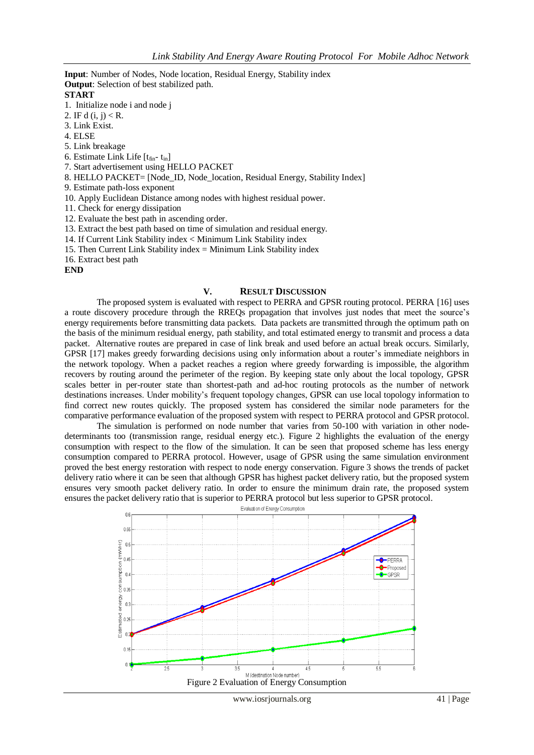**Input**: Number of Nodes, Node location, Residual Energy, Stability index
**Output**: Selection of best stabilized path.
**START**

1. Initialize node i and node j
2. IF d (i, j) < R.
3. Link Exist.
4. ELSE
5. Link breakage
6. Estimate Link Life [$t_{fin}$- $t_{in}$]
7. Start advertisement using HELLO PACKET
8. HELLO PACKET= [Node_ID, Node_location, Residual Energy, Stability Index]
9. Estimate path-loss exponent
10. Apply Euclidean Distance among nodes with highest residual power.
11. Check for energy dissipation
12. Evaluate the best path in ascending order.
13. Extract the best path based on time of simulation and residual energy.
14. If Current Link Stability index < Minimum Link Stability index
15. Then Current Link Stability index = Minimum Link Stability index
16. Extract best path

**END**

## V. Result Discussion

The proposed system is evaluated with respect to PERRA and GPSR routing protocol. PERRA [16] uses a route discovery procedure through the RREQs propagation that involves just nodes that meet the source's energy requirements before transmitting data packets. Data packets are transmitted through the optimum path on the basis of the minimum residual energy, path stability, and total estimated energy to transmit and process a data packet. Alternative routes are prepared in case of link break and used before an actual break occurs. Similarly, GPSR [17] makes greedy forwarding decisions using only information about a router's immediate neighbors in the network topology. When a packet reaches a region where greedy forwarding is impossible, the algorithm recovers by routing around the perimeter of the region. By keeping state only about the local topology, GPSR scales better in per-router state than shortest-path and ad-hoc routing protocols as the number of network destinations increases. Under mobility's frequent topology changes, GPSR can use local topology information to find correct new routes quickly. The proposed system has considered the similar node parameters for the comparative performance evaluation of the proposed system with respect to PERRA protocol and GPSR protocol.

The simulation is performed on node number that varies from 50-100 with variation in other node-determinants too (transmission range, residual energy etc.). Figure 2 highlights the evaluation of the energy consumption with respect to the flow of the simulation. It can be seen that proposed scheme has less energy consumption compared to PERRA protocol. However, usage of GPSR using the same simulation environment proved the best energy restoration with respect to node energy conservation. Figure 3 shows the trends of packet delivery ratio where it can be seen that although GPSR has highest packet delivery ratio, but the proposed system ensures very smooth packet delivery ratio. In order to ensure the minimum drain rate, the proposed system ensures the packet delivery ratio that is superior to PERRA protocol but less superior to GPSR protocol.

Figure 2 Evaluation of Energy Consumption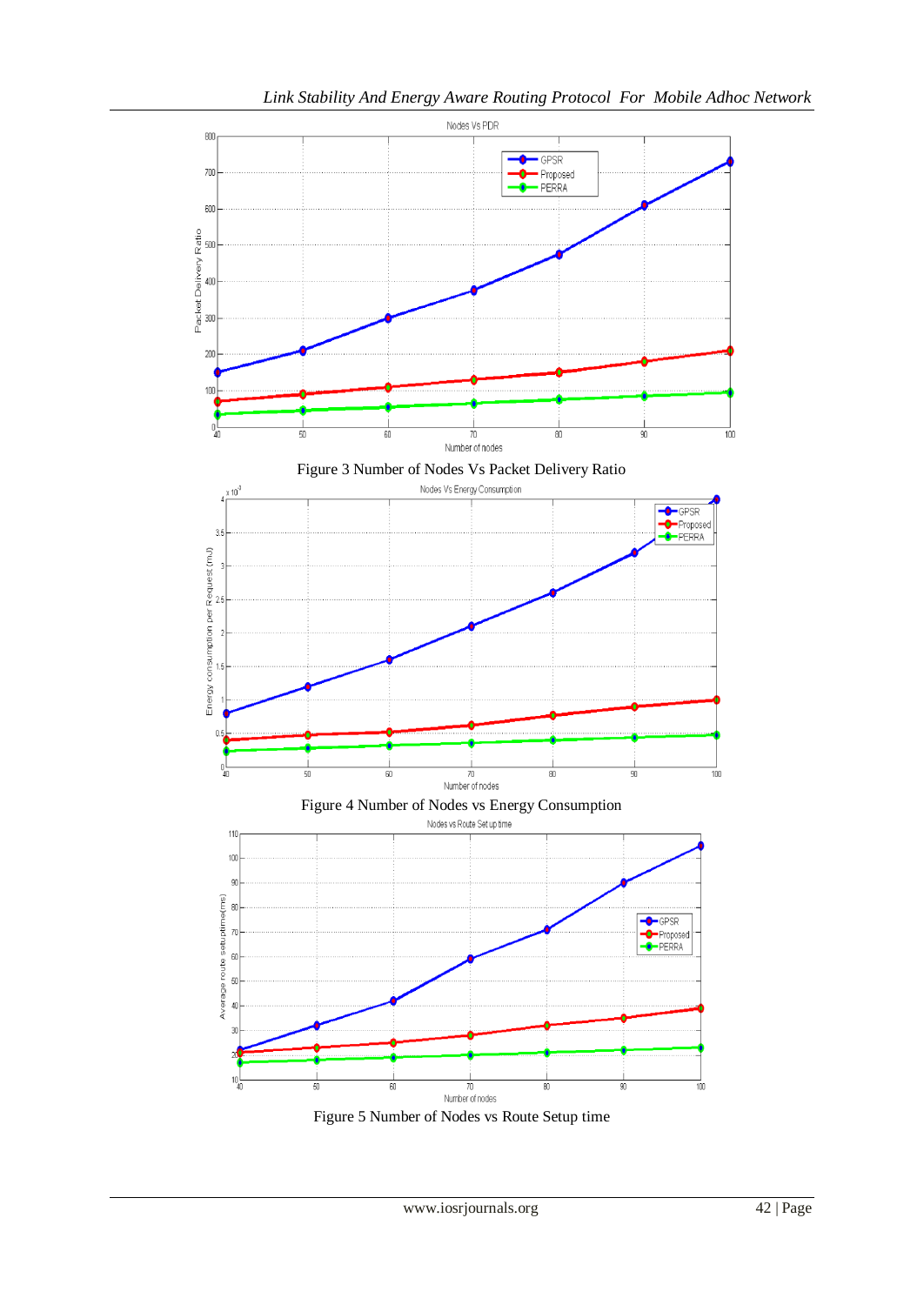Figure 3 Number of Nodes Vs Packet Delivery Ratio

Figure 4 Number of Nodes vs Energy Consumption

Figure 5 Number of Nodes vs Route Setup time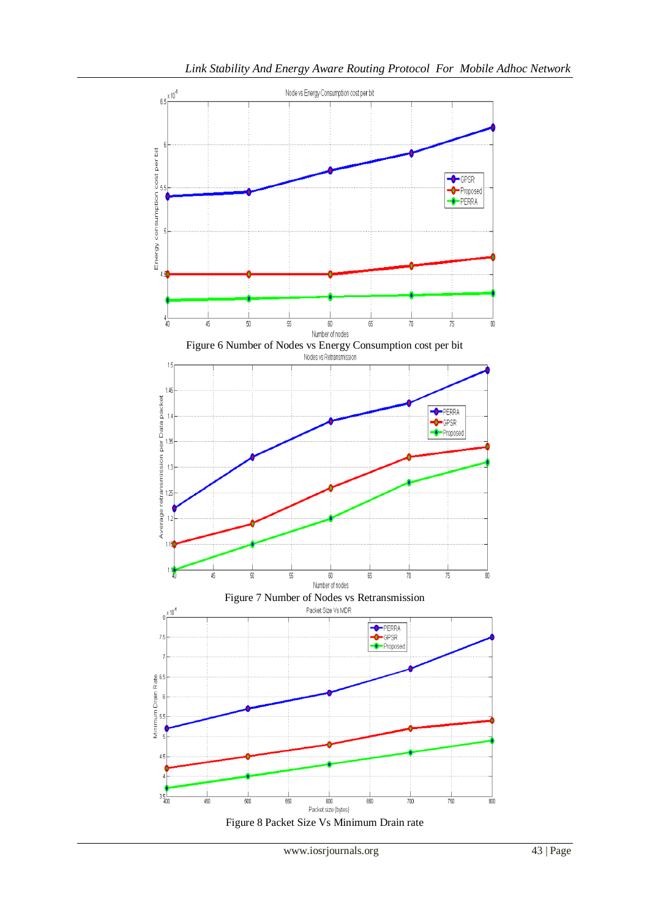Figure 6 Number of Nodes vs Energy Consumption cost per bit

Figure 7 Number of Nodes vs Retransmission

Figure 8 Packet Size Vs Minimum Drain rate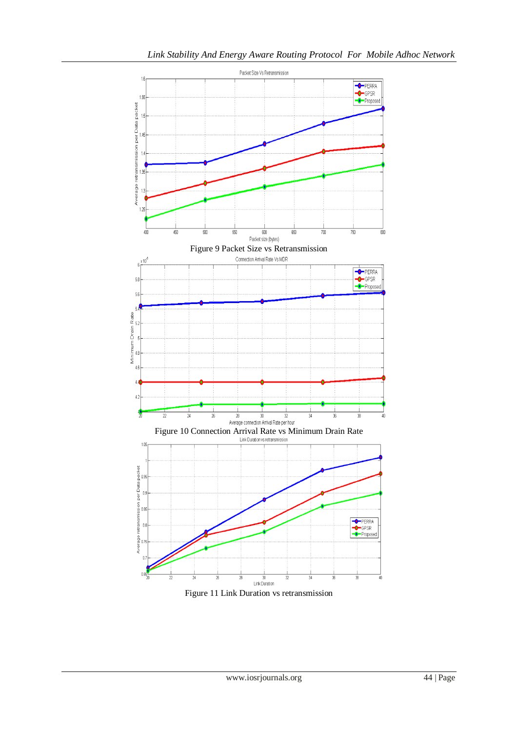Figure 9 Packet Size vs Retransmission

Figure 10 Connection Arrival Rate vs Minimum Drain Rate

Figure 11 Link Duration vs retransmission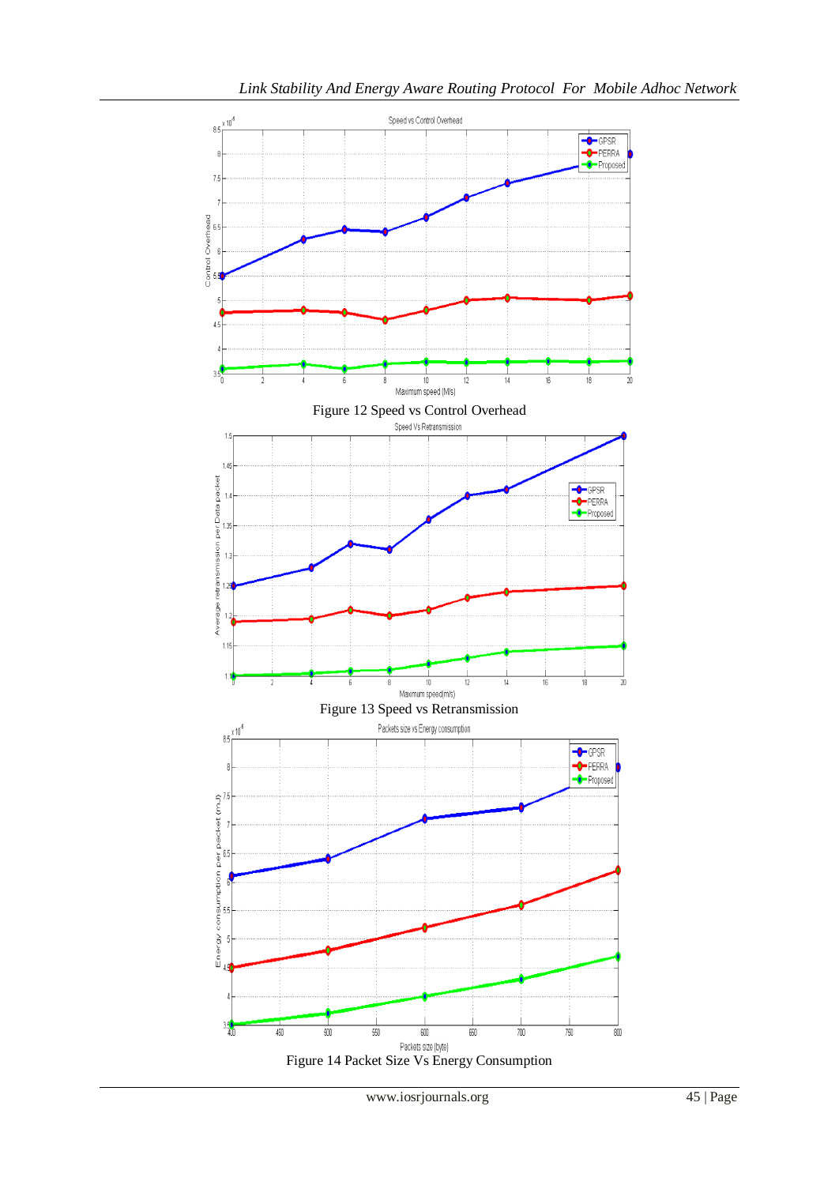Figure 12 Speed vs Control Overhead

Figure 13 Speed vs Retransmission

Figure 14 Packet Size Vs Energy Consumption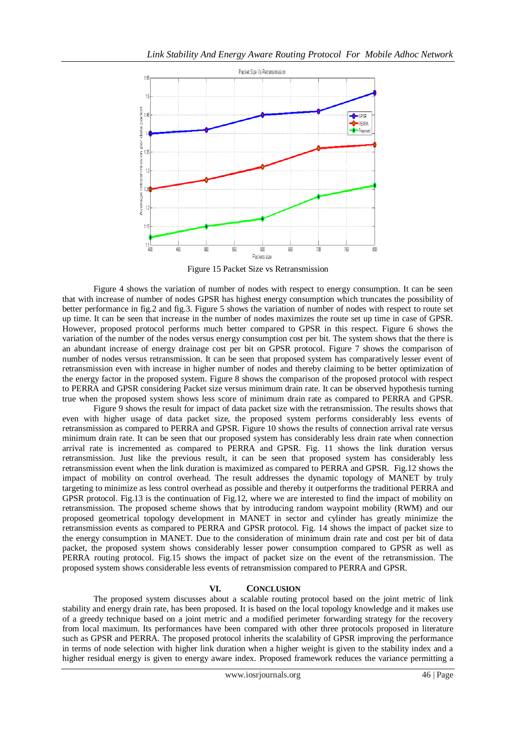Figure 15 Packet Size vs Retransmission

Figure 4 shows the variation of number of nodes with respect to energy consumption. It can be seen that with increase of number of nodes GPSR has highest energy consumption which truncates the possibility of better performance in fig.2 and fig.3. Figure 5 shows the variation of number of nodes with respect to route set up time. It can be seen that increase in the number of nodes maximizes the route set up time in case of GPSR. However, proposed protocol performs much better compared to GPSR in this respect. Figure 6 shows the variation of the number of the nodes versus energy consumption cost per bit. The system shows that the there is an abundant increase of energy drainage cost per bit on GPSR protocol. Figure 7 shows the comparison of number of nodes versus retransmission. It can be seen that proposed system has comparatively lesser event of retransmission even with increase in higher number of nodes and thereby claiming to be better optimization of the energy factor in the proposed system. Figure 8 shows the comparison of the proposed protocol with respect to PERRA and GPSR considering Packet size versus minimum drain rate. It can be observed hypothesis turning true when the proposed system shows less score of minimum drain rate as compared to PERRA and GPSR.

Figure 9 shows the result for impact of data packet size with the retransmission. The results shows that even with higher usage of data packet size, the proposed system performs considerably less events of retransmission as compared to PERRA and GPSR. Figure 10 shows the results of connection arrival rate versus minimum drain rate. It can be seen that our proposed system has considerably less drain rate when connection arrival rate is incremented as compared to PERRA and GPSR. Fig. 11 shows the link duration versus retransmission. Just like the previous result, it can be seen that proposed system has considerably less retransmission event when the link duration is maximized as compared to PERRA and GPSR. Fig.12 shows the impact of mobility on control overhead. The result addresses the dynamic topology of MANET by truly targeting to minimize as less control overhead as possible and thereby it outperforms the traditional PERRA and GPSR protocol. Fig.13 is the continuation of Fig.12, where we are interested to find the impact of mobility on retransmission. The proposed scheme shows that by introducing random waypoint mobility (RWM) and our proposed geometrical topology development in MANET in sector and cylinder has greatly minimize the retransmission events as compared to PERRA and GPSR protocol. Fig. 14 shows the impact of packet size to the energy consumption in MANET. Due to the consideration of minimum drain rate and cost per bit of data packet, the proposed system shows considerably lesser power consumption compared to GPSR as well as PERRA routing protocol. Fig.15 shows the impact of packet size on the event of the retransmission. The proposed system shows considerable less events of retransmission compared to PERRA and GPSR.

## VI. Conclusion

The proposed system discusses about a scalable routing protocol based on the joint metric of link stability and energy drain rate, has been proposed. It is based on the local topology knowledge and it makes use of a greedy technique based on a joint metric and a modified perimeter forwarding strategy for the recovery from local maximum. Its performances have been compared with other three protocols proposed in literature such as GPSR and PERRA. The proposed protocol inherits the scalability of GPSR improving the performance in terms of node selection with higher link duration when a higher weight is given to the stability index and a higher residual energy is given to energy aware index. Proposed framework reduces the variance permitting a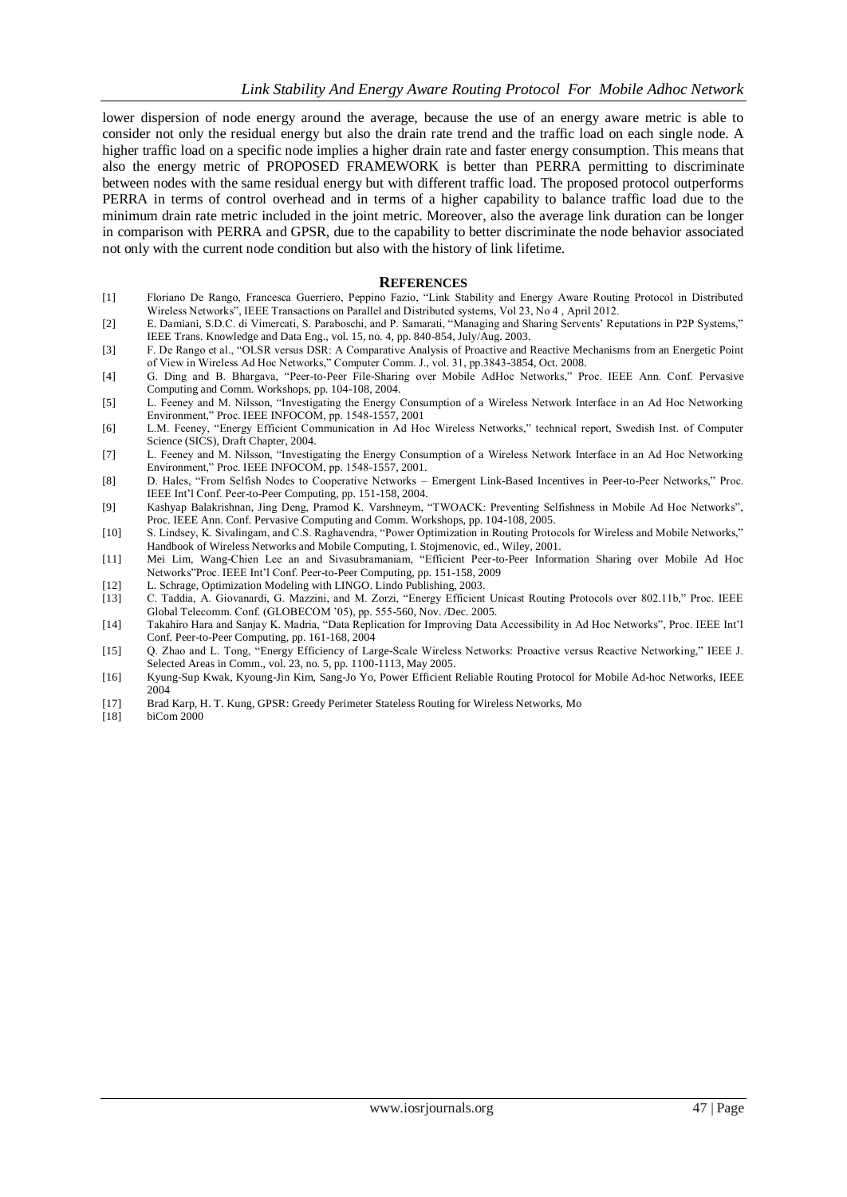lower dispersion of node energy around the average, because the use of an energy aware metric is able to consider not only the residual energy but also the drain rate trend and the traffic load on each single node. A higher traffic load on a specific node implies a higher drain rate and faster energy consumption. This means that also the energy metric of PROPOSED FRAMEWORK is better than PERRA permitting to discriminate between nodes with the same residual energy but with different traffic load. The proposed protocol outperforms PERRA in terms of control overhead and in terms of a higher capability to balance traffic load due to the minimum drain rate metric included in the joint metric. Moreover, also the average link duration can be longer in comparison with PERRA and GPSR, due to the capability to better discriminate the node behavior associated not only with the current node condition but also with the history of link lifetime.

## REFERENCES

[1] Floriano De Rango, Francesca Guerriero, Peppino Fazio, "Link Stability and Energy Aware Routing Protocol in Distributed Wireless Networks", IEEE Transactions on Parallel and Distributed systems, Vol 23, No 4 , April 2012.

[2] E. Damiani, S.D.C. di Vimercati, S. Paraboschi, and P. Samarati, "Managing and Sharing Servents' Reputations in P2P Systems," IEEE Trans. Knowledge and Data Eng., vol. 15, no. 4, pp. 840-854, July/Aug. 2003.

[3] F. De Rango et al., "OLSR versus DSR: A Comparative Analysis of Proactive and Reactive Mechanisms from an Energetic Point of View in Wireless Ad Hoc Networks," Computer Comm. J., vol. 31, pp.3843-3854, Oct. 2008.

[4] G. Ding and B. Bhargava, "Peer-to-Peer File-Sharing over Mobile AdHoc Networks," Proc. IEEE Ann. Conf. Pervasive Computing and Comm. Workshops, pp. 104-108, 2004.

[5] L. Feeney and M. Nilsson, "Investigating the Energy Consumption of a Wireless Network Interface in an Ad Hoc Networking Environment," Proc. IEEE INFOCOM, pp. 1548-1557, 2001

[6] L.M. Feeney, "Energy Efficient Communication in Ad Hoc Wireless Networks," technical report, Swedish Inst. of Computer Science (SICS), Draft Chapter, 2004.

[7] L. Feeney and M. Nilsson, "Investigating the Energy Consumption of a Wireless Network Interface in an Ad Hoc Networking Environment," Proc. IEEE INFOCOM, pp. 1548-1557, 2001.

[8] D. Hales, "From Selfish Nodes to Cooperative Networks – Emergent Link-Based Incentives in Peer-to-Peer Networks," Proc. IEEE Int'l Conf. Peer-to-Peer Computing, pp. 151-158, 2004.

[9] Kashyap Balakrishnan, Jing Deng, Pramod K. Varshneym, "TWOACK: Preventing Selfishness in Mobile Ad Hoc Networks", Proc. IEEE Ann. Conf. Pervasive Computing and Comm. Workshops, pp. 104-108, 2005.

[10] S. Lindsey, K. Sivalingam, and C.S. Raghavendra, "Power Optimization in Routing Protocols for Wireless and Mobile Networks," Handbook of Wireless Networks and Mobile Computing, I. Stojmenovic, ed., Wiley, 2001.

[11] Mei Lim, Wang-Chien Lee an and Sivasubramaniam, "Efficient Peer-to-Peer Information Sharing over Mobile Ad Hoc Networks"Proc. IEEE Int'l Conf. Peer-to-Peer Computing, pp. 151-158, 2009

[12] L. Schrage, Optimization Modeling with LINGO. Lindo Publishing, 2003.

[13] C. Taddia, A. Giovanardi, G. Mazzini, and M. Zorzi, "Energy Efficient Unicast Routing Protocols over 802.11b," Proc. IEEE Global Telecomm. Conf. (GLOBECOM '05), pp. 555-560, Nov. /Dec. 2005.

[14] Takahiro Hara and Sanjay K. Madria, "Data Replication for Improving Data Accessibility in Ad Hoc Networks", Proc. IEEE Int'l Conf. Peer-to-Peer Computing, pp. 161-168, 2004

[15] Q. Zhao and L. Tong, "Energy Efficiency of Large-Scale Wireless Networks: Proactive versus Reactive Networking," IEEE J. Selected Areas in Comm., vol. 23, no. 5, pp. 1100-1113, May 2005.

[16] Kyung-Sup Kwak, Kyoung-Jin Kim, Sang-Jo Yo, Power Efficient Reliable Routing Protocol for Mobile Ad-hoc Networks, IEEE 2004

[17] Brad Karp, H. T. Kung, GPSR: Greedy Perimeter Stateless Routing for Wireless Networks, Mo

[18] biCom 2000